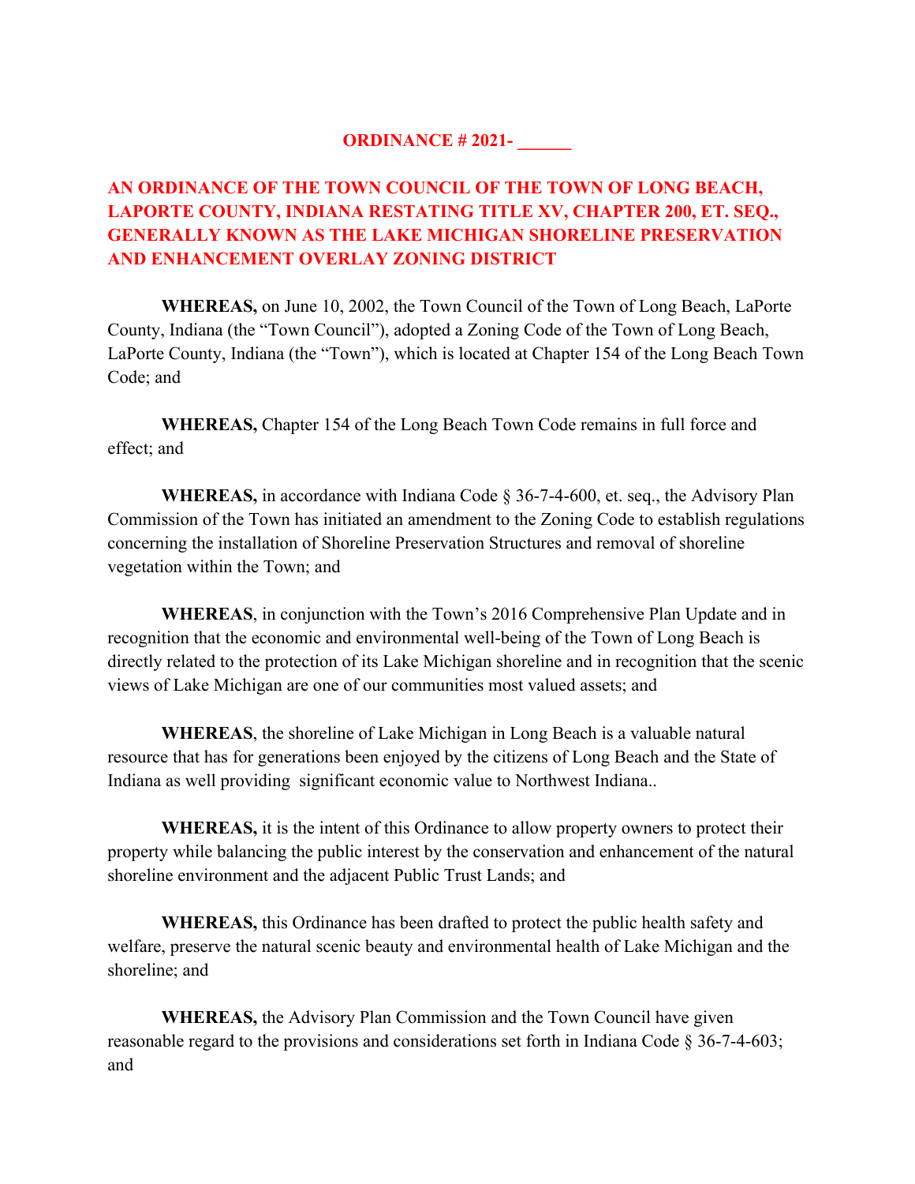**ORDINANCE # 2021- ______**

**AN ORDINANCE OF THE TOWN COUNCIL OF THE TOWN OF LONG BEACH, LAPORTE COUNTY, INDIANA RESTATING TITLE XV, CHAPTER 200, ET. SEQ., GENERALLY KNOWN AS THE LAKE MICHIGAN SHORELINE PRESERVATION AND ENHANCEMENT OVERLAY ZONING DISTRICT**

**WHEREAS,** on June 10, 2002, the Town Council of the Town of Long Beach, LaPorte County, Indiana (the "Town Council"), adopted a Zoning Code of the Town of Long Beach, LaPorte County, Indiana (the "Town"), which is located at Chapter 154 of the Long Beach Town Code; and

**WHEREAS,** Chapter 154 of the Long Beach Town Code remains in full force and effect; and

**WHEREAS,** in accordance with Indiana Code § 36-7-4-600, et. seq., the Advisory Plan Commission of the Town has initiated an amendment to the Zoning Code to establish regulations concerning the installation of Shoreline Preservation Structures and removal of shoreline vegetation within the Town; and

**WHEREAS**, in conjunction with the Town's 2016 Comprehensive Plan Update and in recognition that the economic and environmental well-being of the Town of Long Beach is directly related to the protection of its Lake Michigan shoreline and in recognition that the scenic views of Lake Michigan are one of our communities most valued assets; and

**WHEREAS**, the shoreline of Lake Michigan in Long Beach is a valuable natural resource that has for generations been enjoyed by the citizens of Long Beach and the State of Indiana as well providing significant economic value to Northwest Indiana..

**WHEREAS,** it is the intent of this Ordinance to allow property owners to protect their property while balancing the public interest by the conservation and enhancement of the natural shoreline environment and the adjacent Public Trust Lands; and

**WHEREAS,** this Ordinance has been drafted to protect the public health safety and welfare, preserve the natural scenic beauty and environmental health of Lake Michigan and the shoreline; and

**WHEREAS,** the Advisory Plan Commission and the Town Council have given reasonable regard to the provisions and considerations set forth in Indiana Code § 36-7-4-603; and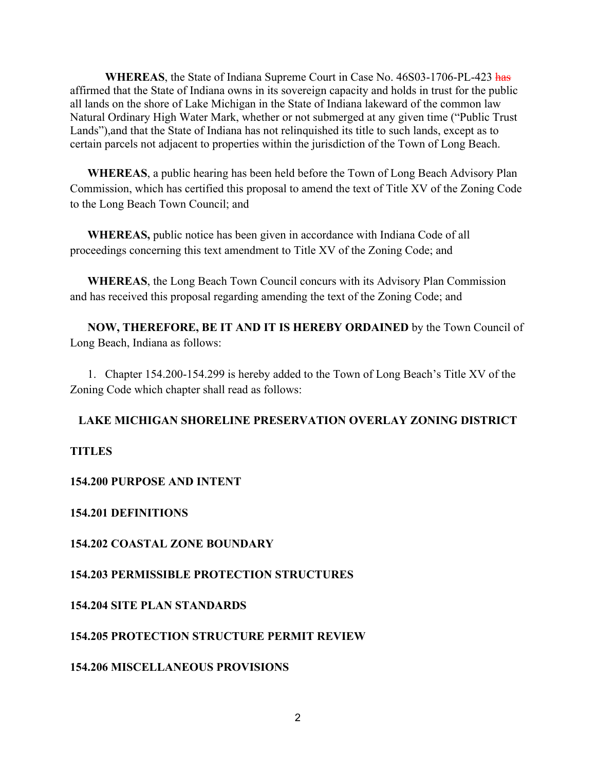**WHEREAS**, the State of Indiana Supreme Court in Case No. 46S03-1706-PL-423 ~~has~~ affirmed that the State of Indiana owns in its sovereign capacity and holds in trust for the public all lands on the shore of Lake Michigan in the State of Indiana lakeward of the common law Natural Ordinary High Water Mark, whether or not submerged at any given time ("Public Trust Lands"),and that the State of Indiana has not relinquished its title to such lands, except as to certain parcels not adjacent to properties within the jurisdiction of the Town of Long Beach.

**WHEREAS**, a public hearing has been held before the Town of Long Beach Advisory Plan Commission, which has certified this proposal to amend the text of Title XV of the Zoning Code to the Long Beach Town Council; and

**WHEREAS,** public notice has been given in accordance with Indiana Code of all proceedings concerning this text amendment to Title XV of the Zoning Code; and

**WHEREAS**, the Long Beach Town Council concurs with its Advisory Plan Commission and has received this proposal regarding amending the text of the Zoning Code; and

**NOW, THEREFORE, BE IT AND IT IS HEREBY ORDAINED** by the Town Council of Long Beach, Indiana as follows:

1. Chapter 154.200-154.299 is hereby added to the Town of Long Beach's Title XV of the Zoning Code which chapter shall read as follows:

**LAKE MICHIGAN SHORELINE PRESERVATION OVERLAY ZONING DISTRICT**

**TITLES**

**154.200 PURPOSE AND INTENT**

**154.201 DEFINITIONS**

**154.202 COASTAL ZONE BOUNDARY**

**154.203 PERMISSIBLE PROTECTION STRUCTURES**

**154.204 SITE PLAN STANDARDS**

**154.205 PROTECTION STRUCTURE PERMIT REVIEW**

**154.206 MISCELLANEOUS PROVISIONS**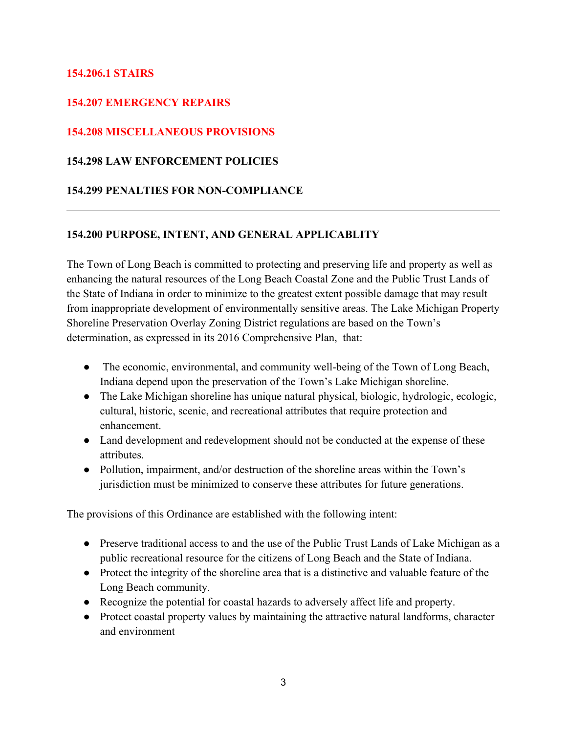**154.206.1 STAIRS**

**154.207 EMERGENCY REPAIRS**

**154.208 MISCELLANEOUS PROVISIONS**

**154.298 LAW ENFORCEMENT POLICIES**

**154.299 PENALTIES FOR NON-COMPLIANCE**

---

## 154.200 PURPOSE, INTENT, AND GENERAL APPLICABLITY

The Town of Long Beach is committed to protecting and preserving life and property as well as enhancing the natural resources of the Long Beach Coastal Zone and the Public Trust Lands of the State of Indiana in order to minimize to the greatest extent possible damage that may result from inappropriate development of environmentally sensitive areas. The Lake Michigan Property Shoreline Preservation Overlay Zoning District regulations are based on the Town's determination, as expressed in its 2016 Comprehensive Plan, that:

- The economic, environmental, and community well-being of the Town of Long Beach, Indiana depend upon the preservation of the Town's Lake Michigan shoreline.
- The Lake Michigan shoreline has unique natural physical, biologic, hydrologic, ecologic, cultural, historic, scenic, and recreational attributes that require protection and enhancement.
- Land development and redevelopment should not be conducted at the expense of these attributes.
- Pollution, impairment, and/or destruction of the shoreline areas within the Town's jurisdiction must be minimized to conserve these attributes for future generations.

The provisions of this Ordinance are established with the following intent:

- Preserve traditional access to and the use of the Public Trust Lands of Lake Michigan as a public recreational resource for the citizens of Long Beach and the State of Indiana.
- Protect the integrity of the shoreline area that is a distinctive and valuable feature of the Long Beach community.
- Recognize the potential for coastal hazards to adversely affect life and property.
- Protect coastal property values by maintaining the attractive natural landforms, character and environment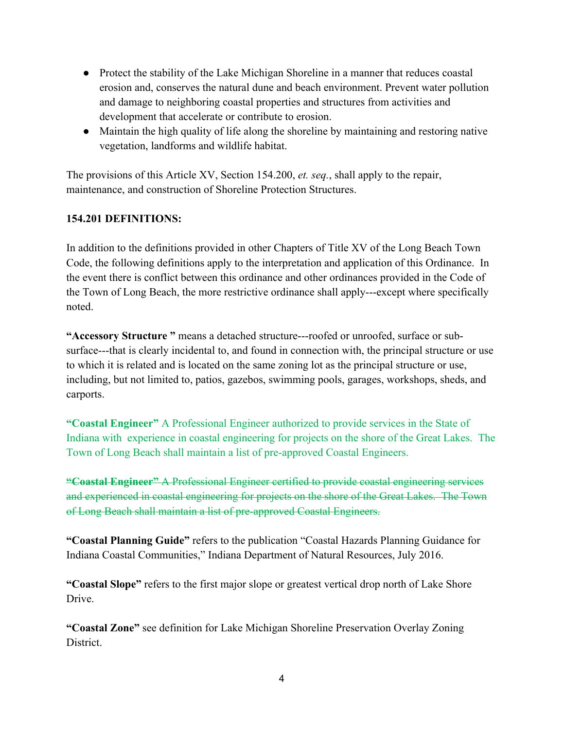- Protect the stability of the Lake Michigan Shoreline in a manner that reduces coastal erosion and, conserves the natural dune and beach environment. Prevent water pollution and damage to neighboring coastal properties and structures from activities and development that accelerate or contribute to erosion.
- Maintain the high quality of life along the shoreline by maintaining and restoring native vegetation, landforms and wildlife habitat.

The provisions of this Article XV, Section 154.200, *et. seq.*, shall apply to the repair, maintenance, and construction of Shoreline Protection Structures.

**154.201 DEFINITIONS:**

In addition to the definitions provided in other Chapters of Title XV of the Long Beach Town Code, the following definitions apply to the interpretation and application of this Ordinance. In the event there is conflict between this ordinance and other ordinances provided in the Code of the Town of Long Beach, the more restrictive ordinance shall apply---except where specifically noted.

**"Accessory Structure "** means a detached structure---roofed or unroofed, surface or sub-surface---that is clearly incidental to, and found in connection with, the principal structure or use to which it is related and is located on the same zoning lot as the principal structure or use, including, but not limited to, patios, gazebos, swimming pools, garages, workshops, sheds, and carports.

**"Coastal Engineer"** A Professional Engineer authorized to provide services in the State of Indiana with experience in coastal engineering for projects on the shore of the Great Lakes. The Town of Long Beach shall maintain a list of pre-approved Coastal Engineers.

~~**"Coastal Engineer"** A Professional Engineer certified to provide coastal engineering services and experienced in coastal engineering for projects on the shore of the Great Lakes. The Town of Long Beach shall maintain a list of pre-approved Coastal Engineers.~~

**"Coastal Planning Guide"** refers to the publication "Coastal Hazards Planning Guidance for Indiana Coastal Communities," Indiana Department of Natural Resources, July 2016.

**"Coastal Slope"** refers to the first major slope or greatest vertical drop north of Lake Shore Drive.

**"Coastal Zone"** see definition for Lake Michigan Shoreline Preservation Overlay Zoning District.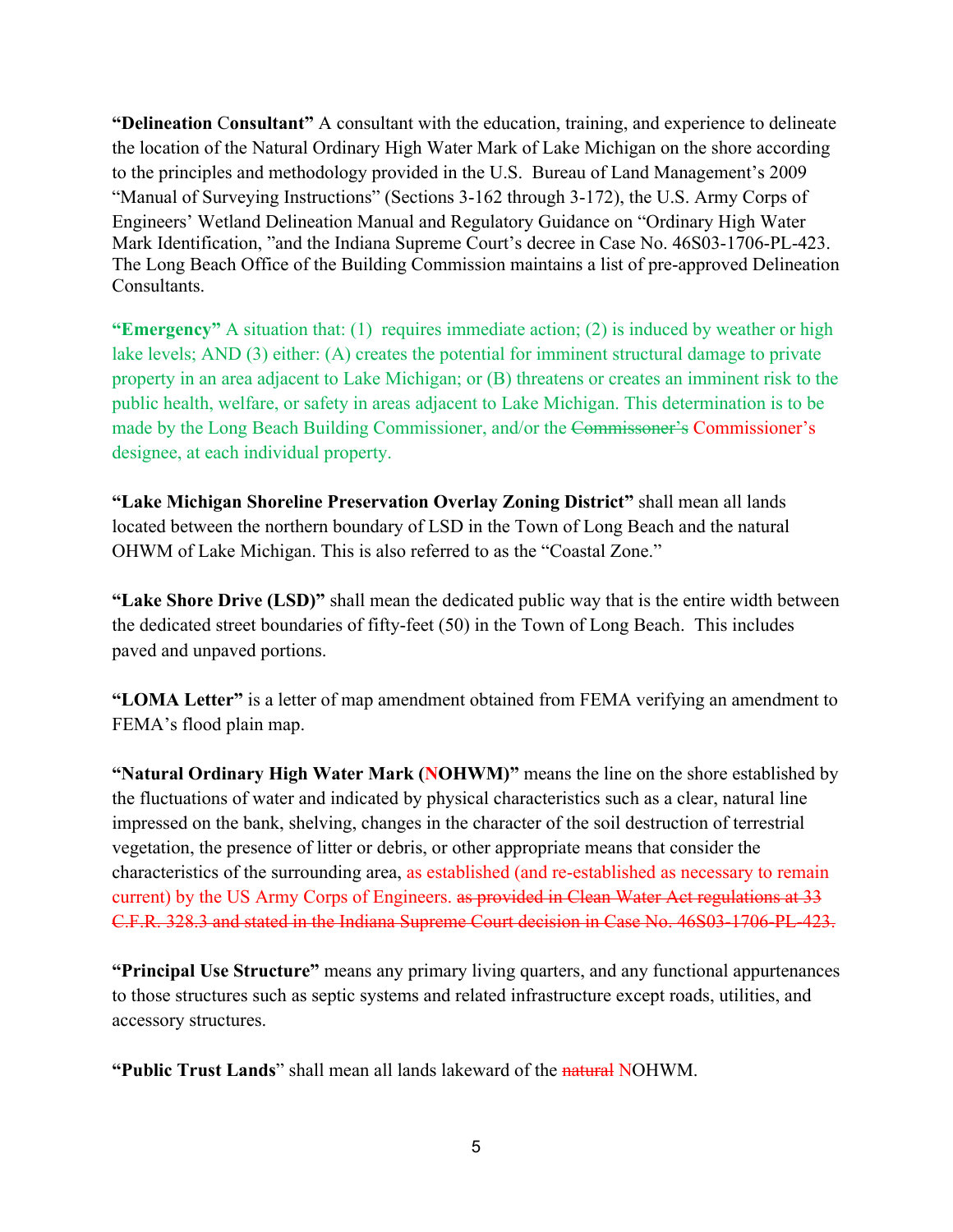**"Delineation Consultant"** A consultant with the education, training, and experience to delineate the location of the Natural Ordinary High Water Mark of Lake Michigan on the shore according to the principles and methodology provided in the U.S. Bureau of Land Management's 2009 "Manual of Surveying Instructions" (Sections 3-162 through 3-172), the U.S. Army Corps of Engineers' Wetland Delineation Manual and Regulatory Guidance on "Ordinary High Water Mark Identification, "and the Indiana Supreme Court's decree in Case No. 46S03-1706-PL-423. The Long Beach Office of the Building Commission maintains a list of pre-approved Delineation Consultants.

**"Emergency"** A situation that: (1) requires immediate action; (2) is induced by weather or high lake levels; AND (3) either: (A) creates the potential for imminent structural damage to private property in an area adjacent to Lake Michigan; or (B) threatens or creates an imminent risk to the public health, welfare, or safety in areas adjacent to Lake Michigan. This determination is to be made by the Long Beach Building Commissioner, and/or the ~~Commissoner's~~ Commissioner's designee, at each individual property.

**"Lake Michigan Shoreline Preservation Overlay Zoning District"** shall mean all lands located between the northern boundary of LSD in the Town of Long Beach and the natural OHWM of Lake Michigan. This is also referred to as the "Coastal Zone."

**"Lake Shore Drive (LSD)"** shall mean the dedicated public way that is the entire width between the dedicated street boundaries of fifty-feet (50) in the Town of Long Beach. This includes paved and unpaved portions.

**"LOMA Letter"** is a letter of map amendment obtained from FEMA verifying an amendment to FEMA's flood plain map.

**"Natural Ordinary High Water Mark (NOHWM)"** means the line on the shore established by the fluctuations of water and indicated by physical characteristics such as a clear, natural line impressed on the bank, shelving, changes in the character of the soil destruction of terrestrial vegetation, the presence of litter or debris, or other appropriate means that consider the characteristics of the surrounding area, as established (and re-established as necessary to remain current) by the US Army Corps of Engineers. ~~as provided in Clean Water Act regulations at 33 C.F.R. 328.3 and stated in the Indiana Supreme Court decision in Case No. 46S03-1706-PL-423.~~

**"Principal Use Structure"** means any primary living quarters, and any functional appurtenances to those structures such as septic systems and related infrastructure except roads, utilities, and accessory structures.

**"Public Trust Lands"** shall mean all lands lakeward of the ~~natural~~ NOHWM.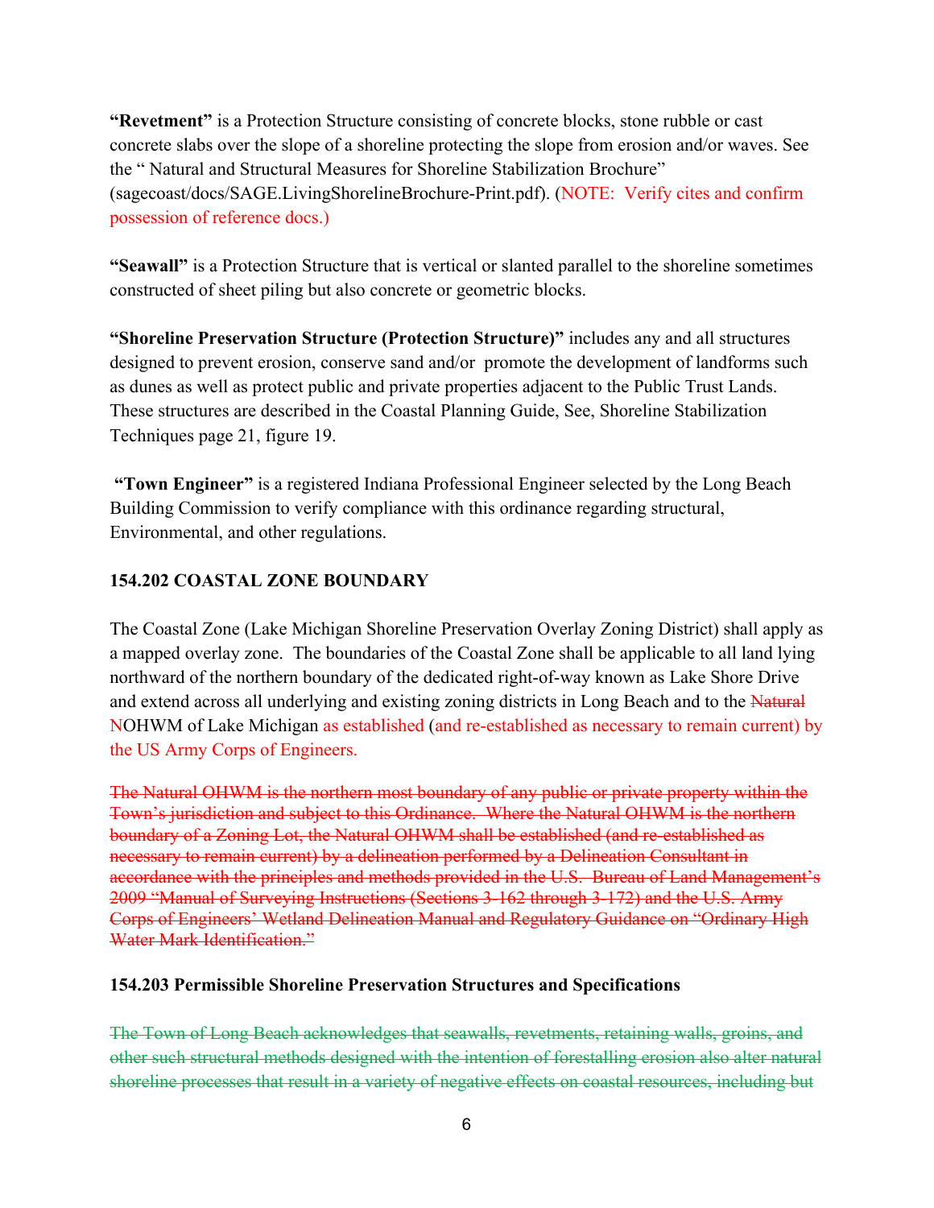**“Revetment”** is a Protection Structure consisting of concrete blocks, stone rubble or cast concrete slabs over the slope of a shoreline protecting the slope from erosion and/or waves. See the “ Natural and Structural Measures for Shoreline Stabilization Brochure” (sagecoast/docs/SAGE.LivingShorelineBrochure-Print.pdf). (NOTE: Verify cites and confirm possession of reference docs.)

**“Seawall”** is a Protection Structure that is vertical or slanted parallel to the shoreline sometimes constructed of sheet piling but also concrete or geometric blocks.

**“Shoreline Preservation Structure (Protection Structure)”** includes any and all structures designed to prevent erosion, conserve sand and/or promote the development of landforms such as dunes as well as protect public and private properties adjacent to the Public Trust Lands. These structures are described in the Coastal Planning Guide, See, Shoreline Stabilization Techniques page 21, figure 19.

**“Town Engineer”** is a registered Indiana Professional Engineer selected by the Long Beach Building Commission to verify compliance with this ordinance regarding structural, Environmental, and other regulations.

**154.202 COASTAL ZONE BOUNDARY**

The Coastal Zone (Lake Michigan Shoreline Preservation Overlay Zoning District) shall apply as a mapped overlay zone. The boundaries of the Coastal Zone shall be applicable to all land lying northward of the northern boundary of the dedicated right-of-way known as Lake Shore Drive and extend across all underlying and existing zoning districts in Long Beach and to the ~~Natural~~ NOHWM of Lake Michigan as established (and re-established as necessary to remain current) by the US Army Corps of Engineers.

~~The Natural OHWM is the northern most boundary of any public or private property within the Town’s jurisdiction and subject to this Ordinance. Where the Natural OHWM is the northern boundary of a Zoning Lot, the Natural OHWM shall be established (and re-established as necessary to remain current) by a delineation performed by a Delineation Consultant in accordance with the principles and methods provided in the U.S. Bureau of Land Management’s 2009 “Manual of Surveying Instructions (Sections 3-162 through 3-172) and the U.S. Army Corps of Engineers’ Wetland Delineation Manual and Regulatory Guidance on “Ordinary High Water Mark Identification.”~~

**154.203 Permissible Shoreline Preservation Structures and Specifications**

~~The Town of Long Beach acknowledges that seawalls, revetments, retaining walls, groins, and other such structural methods designed with the intention of forestalling erosion also alter natural shoreline processes that result in a variety of negative effects on coastal resources, including but~~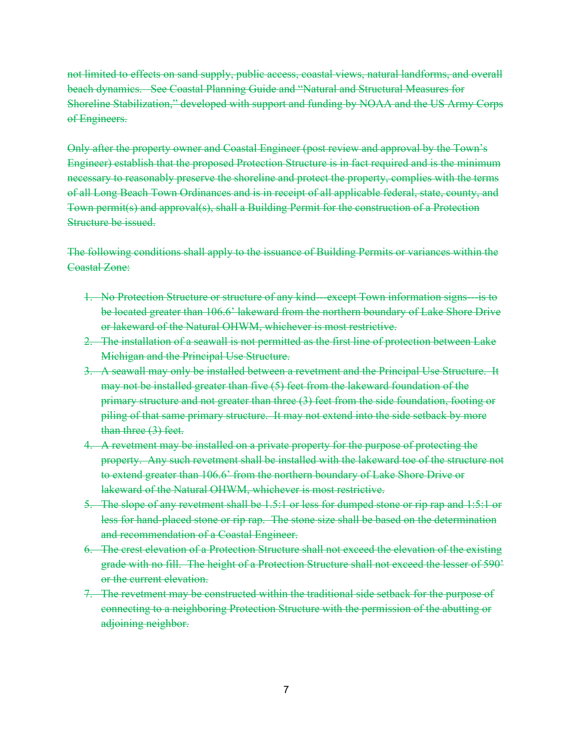~~not limited to effects on sand supply, public access, coastal views, natural landforms, and overall beach dynamics. See Coastal Planning Guide and "Natural and Structural Measures for Shoreline Stabilization," developed with support and funding by NOAA and the US Army Corps of Engineers.~~

~~Only after the property owner and Coastal Engineer (post review and approval by the Town's Engineer) establish that the proposed Protection Structure is in fact required and is the minimum necessary to reasonably preserve the shoreline and protect the property, complies with the terms of all Long Beach Town Ordinances and is in receipt of all applicable federal, state, county, and Town permit(s) and approval(s), shall a Building Permit for the construction of a Protection Structure be issued.~~

~~The following conditions shall apply to the issuance of Building Permits or variances within the Coastal Zone:~~

1. ~~No Protection Structure or structure of any kind---except Town information signs---is to be located greater than 106.6' lakeward from the northern boundary of Lake Shore Drive or lakeward of the Natural OHWM, whichever is most restrictive.~~
2. ~~The installation of a seawall is not permitted as the first line of protection between Lake Michigan and the Principal Use Structure.~~
3. ~~A seawall may only be installed between a revetment and the Principal Use Structure. It may not be installed greater than five (5) feet from the lakeward foundation of the primary structure and not greater than three (3) feet from the side foundation, footing or piling of that same primary structure. It may not extend into the side setback by more than three (3) feet.~~
4. ~~A revetment may be installed on a private property for the purpose of protecting the property. Any such revetment shall be installed with the lakeward toe of the structure not to extend greater than 106.6' from the northern boundary of Lake Shore Drive or lakeward of the Natural OHWM, whichever is most restrictive.~~
5. ~~The slope of any revetment shall be 1.5:1 or less for dumped stone or rip rap and 1:5:1 or less for hand-placed stone or rip rap. The stone size shall be based on the determination and recommendation of a Coastal Engineer.~~
6. ~~The crest elevation of a Protection Structure shall not exceed the elevation of the existing grade with no fill. The height of a Protection Structure shall not exceed the lesser of 590' or the current elevation.~~
7. ~~The revetment may be constructed within the traditional side setback for the purpose of connecting to a neighboring Protection Structure with the permission of the abutting or adjoining neighbor.~~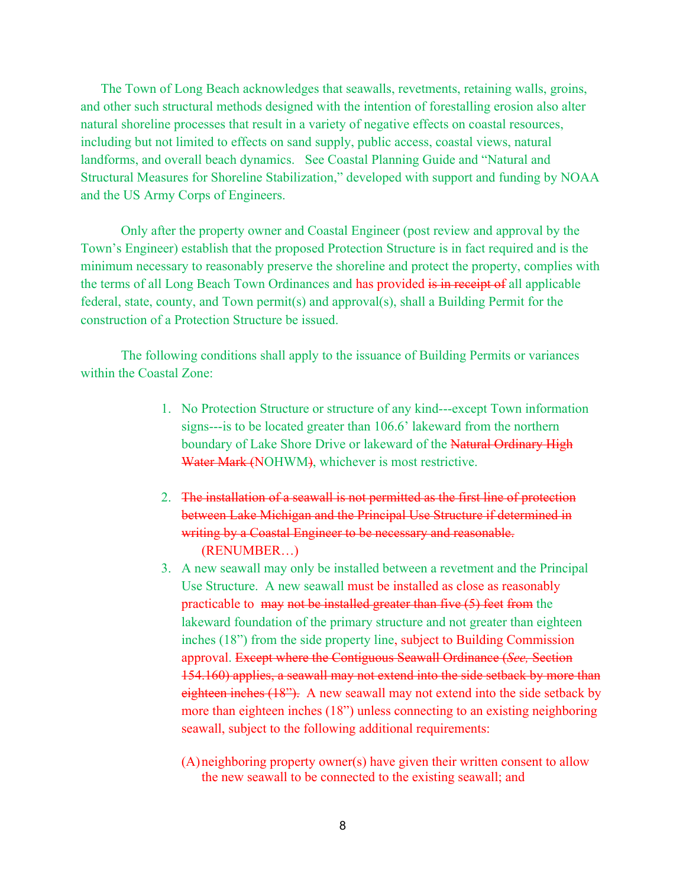The Town of Long Beach acknowledges that seawalls, revetments, retaining walls, groins, and other such structural methods designed with the intention of forestalling erosion also alter natural shoreline processes that result in a variety of negative effects on coastal resources, including but not limited to effects on sand supply, public access, coastal views, natural landforms, and overall beach dynamics. See Coastal Planning Guide and "Natural and Structural Measures for Shoreline Stabilization," developed with support and funding by NOAA and the US Army Corps of Engineers.

Only after the property owner and Coastal Engineer (post review and approval by the Town's Engineer) establish that the proposed Protection Structure is in fact required and is the minimum necessary to reasonably preserve the shoreline and protect the property, complies with the terms of all Long Beach Town Ordinances and has provided ~~is in receipt of~~ all applicable federal, state, county, and Town permit(s) and approval(s), shall a Building Permit for the construction of a Protection Structure be issued.

The following conditions shall apply to the issuance of Building Permits or variances within the Coastal Zone:

1. No Protection Structure or structure of any kind---except Town information signs---is to be located greater than 106.6' lakeward from the northern boundary of Lake Shore Drive or lakeward of the ~~Natural Ordinary High Water Mark (~~NOHWM~~)~~, whichever is most restrictive.

2. ~~The installation of a seawall is not permitted as the first line of protection between Lake Michigan and the Principal Use Structure if determined in writing by a Coastal Engineer to be necessary and reasonable.~~
   (RENUMBER…)

3. A new seawall may only be installed between a revetment and the Principal Use Structure. A new seawall must be installed as close as reasonably practicable to ~~may not be installed greater than five (5) feet from~~ the lakeward foundation of the primary structure and not greater than eighteen inches (18") from the side property line, subject to Building Commission approval. ~~Except where the Contiguous Seawall Ordinance (*See,* Section 154.160) applies, a seawall may not extend into the side setback by more than eighteen inches (18").~~ A new seawall may not extend into the side setback by more than eighteen inches (18") unless connecting to an existing neighboring seawall, subject to the following additional requirements:

   (A) neighboring property owner(s) have given their written consent to allow the new seawall to be connected to the existing seawall; and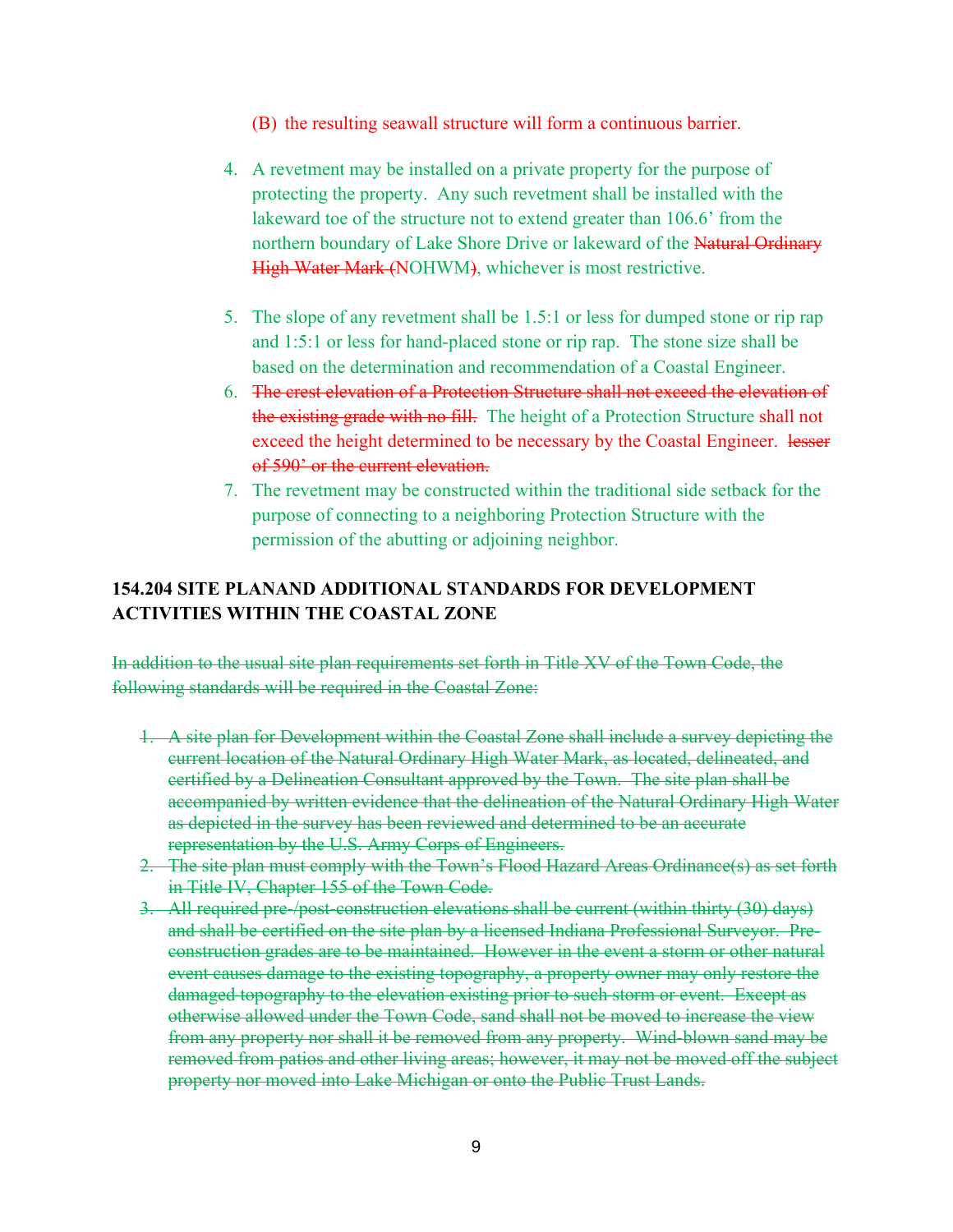(B) the resulting seawall structure will form a continuous barrier.

4. A revetment may be installed on a private property for the purpose of protecting the property. Any such revetment shall be installed with the lakeward toe of the structure not to extend greater than 106.6' from the northern boundary of Lake Shore Drive or lakeward of the ~~Natural Ordinary High Water Mark (~~NOHWM~~)~~, whichever is most restrictive.

5. The slope of any revetment shall be 1.5:1 or less for dumped stone or rip rap and 1:5:1 or less for hand-placed stone or rip rap. The stone size shall be based on the determination and recommendation of a Coastal Engineer.
6. ~~The crest elevation of a Protection Structure shall not exceed the elevation of the existing grade with no fill.~~ The height of a Protection Structure shall not exceed the height determined to be necessary by the Coastal Engineer. ~~lesser of 590' or the current elevation.~~
7. The revetment may be constructed within the traditional side setback for the purpose of connecting to a neighboring Protection Structure with the permission of the abutting or adjoining neighbor.

**154.204 SITE PLANAND ADDITIONAL STANDARDS FOR DEVELOPMENT ACTIVITIES WITHIN THE COASTAL ZONE**

~~In addition to the usual site plan requirements set forth in Title XV of the Town Code, the following standards will be required in the Coastal Zone:~~

1. ~~A site plan for Development within the Coastal Zone shall include a survey depicting the current location of the Natural Ordinary High Water Mark, as located, delineated, and certified by a Delineation Consultant approved by the Town. The site plan shall be accompanied by written evidence that the delineation of the Natural Ordinary High Water as depicted in the survey has been reviewed and determined to be an accurate representation by the U.S. Army Corps of Engineers.~~
2. ~~The site plan must comply with the Town's Flood Hazard Areas Ordinance(s) as set forth in Title IV, Chapter 155 of the Town Code.~~
3. ~~All required pre-/post-construction elevations shall be current (within thirty (30) days) and shall be certified on the site plan by a licensed Indiana Professional Surveyor. Pre-construction grades are to be maintained. However in the event a storm or other natural event causes damage to the existing topography, a property owner may only restore the damaged topography to the elevation existing prior to such storm or event. Except as otherwise allowed under the Town Code, sand shall not be moved to increase the view from any property nor shall it be removed from any property. Wind-blown sand may be removed from patios and other living areas; however, it may not be moved off the subject property nor moved into Lake Michigan or onto the Public Trust Lands.~~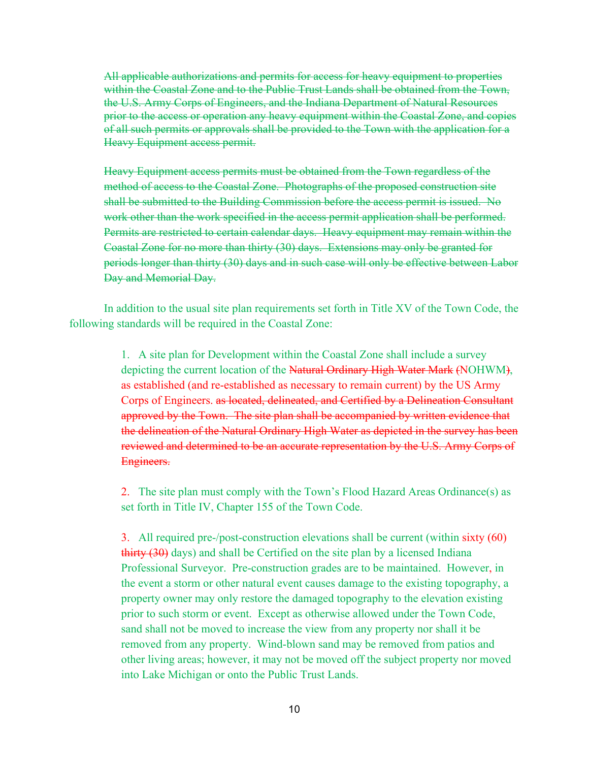~~All applicable authorizations and permits for access for heavy equipment to properties within the Coastal Zone and to the Public Trust Lands shall be obtained from the Town, the U.S. Army Corps of Engineers, and the Indiana Department of Natural Resources prior to the access or operation any heavy equipment within the Coastal Zone, and copies of all such permits or approvals shall be provided to the Town with the application for a Heavy Equipment access permit.~~

~~Heavy Equipment access permits must be obtained from the Town regardless of the method of access to the Coastal Zone. Photographs of the proposed construction site shall be submitted to the Building Commission before the access permit is issued. No work other than the work specified in the access permit application shall be performed. Permits are restricted to certain calendar days. Heavy equipment may remain within the Coastal Zone for no more than thirty (30) days. Extensions may only be granted for periods longer than thirty (30) days and in such case will only be effective between Labor Day and Memorial Day.~~

In addition to the usual site plan requirements set forth in Title XV of the Town Code, the following standards will be required in the Coastal Zone:

1. A site plan for Development within the Coastal Zone shall include a survey depicting the current location of the ~~Natural Ordinary High Water Mark (~~NOHWM~~)~~, as established (and re-established as necessary to remain current) by the US Army Corps of Engineers. ~~as located, delineated, and Certified by a Delineation Consultant approved by the Town. The site plan shall be accompanied by written evidence that the delineation of the Natural Ordinary High Water as depicted in the survey has been reviewed and determined to be an accurate representation by the U.S. Army Corps of Engineers.~~

2. The site plan must comply with the Town's Flood Hazard Areas Ordinance(s) as set forth in Title IV, Chapter 155 of the Town Code.

3. All required pre-/post-construction elevations shall be current (within sixty (60) ~~thirty (30)~~ days) and shall be Certified on the site plan by a licensed Indiana Professional Surveyor. Pre-construction grades are to be maintained. However, in the event a storm or other natural event causes damage to the existing topography, a property owner may only restore the damaged topography to the elevation existing prior to such storm or event. Except as otherwise allowed under the Town Code, sand shall not be moved to increase the view from any property nor shall it be removed from any property. Wind-blown sand may be removed from patios and other living areas; however, it may not be moved off the subject property nor moved into Lake Michigan or onto the Public Trust Lands.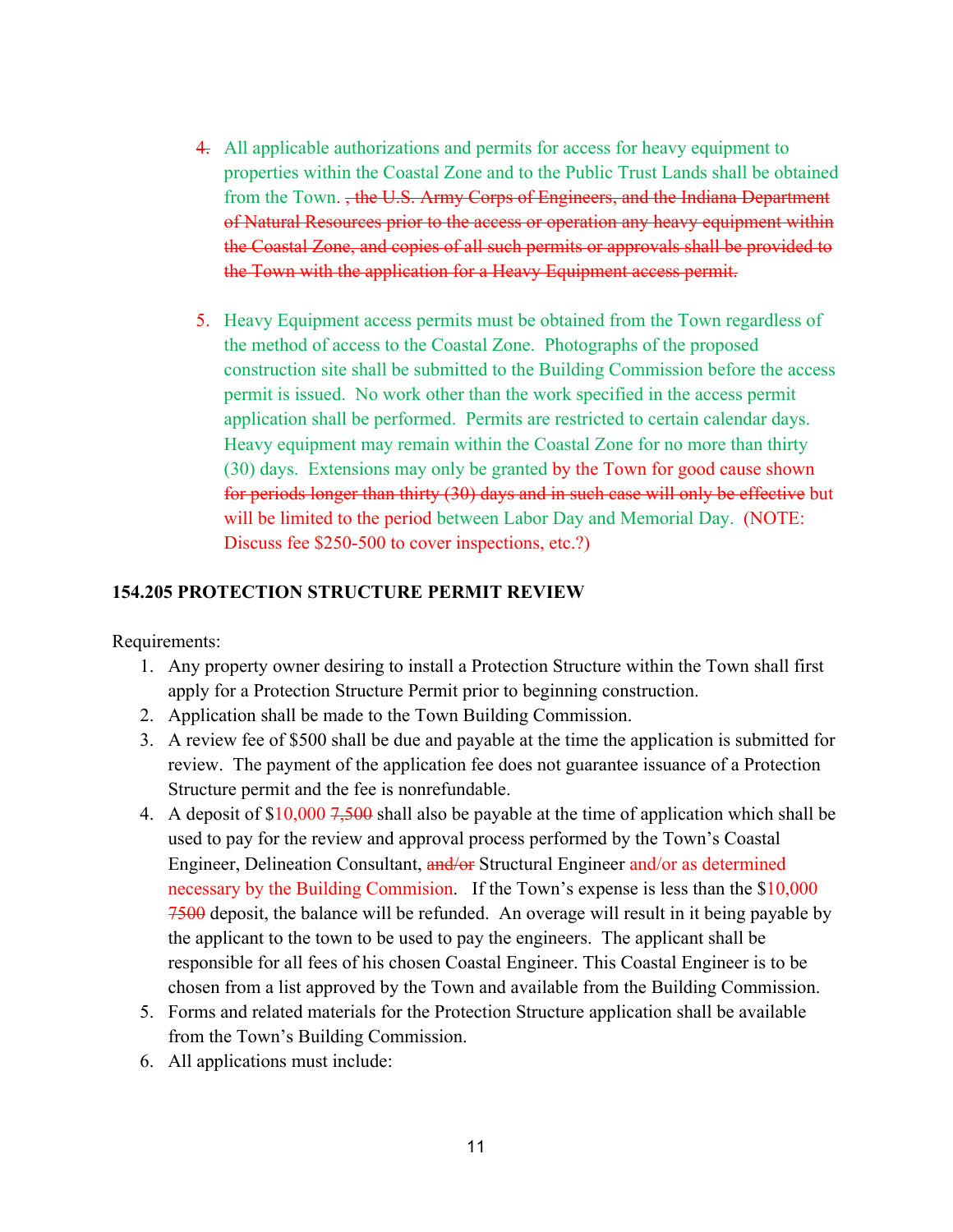4. ~~4.~~ All applicable authorizations and permits for access for heavy equipment to properties within the Coastal Zone and to the Public Trust Lands shall be obtained from the Town. ~~, the U.S. Army Corps of Engineers, and the Indiana Department of Natural Resources prior to the access or operation any heavy equipment within the Coastal Zone, and copies of all such permits or approvals shall be provided to the Town with the application for a Heavy Equipment access permit.~~

5. Heavy Equipment access permits must be obtained from the Town regardless of the method of access to the Coastal Zone. Photographs of the proposed construction site shall be submitted to the Building Commission before the access permit is issued. No work other than the work specified in the access permit application shall be performed. Permits are restricted to certain calendar days. Heavy equipment may remain within the Coastal Zone for no more than thirty (30) days. Extensions may only be granted by the Town for good cause shown ~~for periods longer than thirty (30) days and in such case will only be effective~~ but will be limited to the period between Labor Day and Memorial Day. (NOTE: Discuss fee $250-500 to cover inspections, etc.?)

**154.205 PROTECTION STRUCTURE PERMIT REVIEW**

Requirements:

1. Any property owner desiring to install a Protection Structure within the Town shall first apply for a Protection Structure Permit prior to beginning construction.
2. Application shall be made to the Town Building Commission.
3. A review fee of $500 shall be due and payable at the time the application is submitted for review. The payment of the application fee does not guarantee issuance of a Protection Structure permit and the fee is nonrefundable.
4. A deposit of $10,000 ~~7,500~~ shall also be payable at the time of application which shall be used to pay for the review and approval process performed by the Town's Coastal Engineer, Delineation Consultant, ~~and/or~~ Structural Engineer and/or as determined necessary by the Building Commision. If the Town's expense is less than the $10,000 ~~7500~~ deposit, the balance will be refunded. An overage will result in it being payable by the applicant to the town to be used to pay the engineers. The applicant shall be responsible for all fees of his chosen Coastal Engineer. This Coastal Engineer is to be chosen from a list approved by the Town and available from the Building Commission.
5. Forms and related materials for the Protection Structure application shall be available from the Town's Building Commission.
6. All applications must include: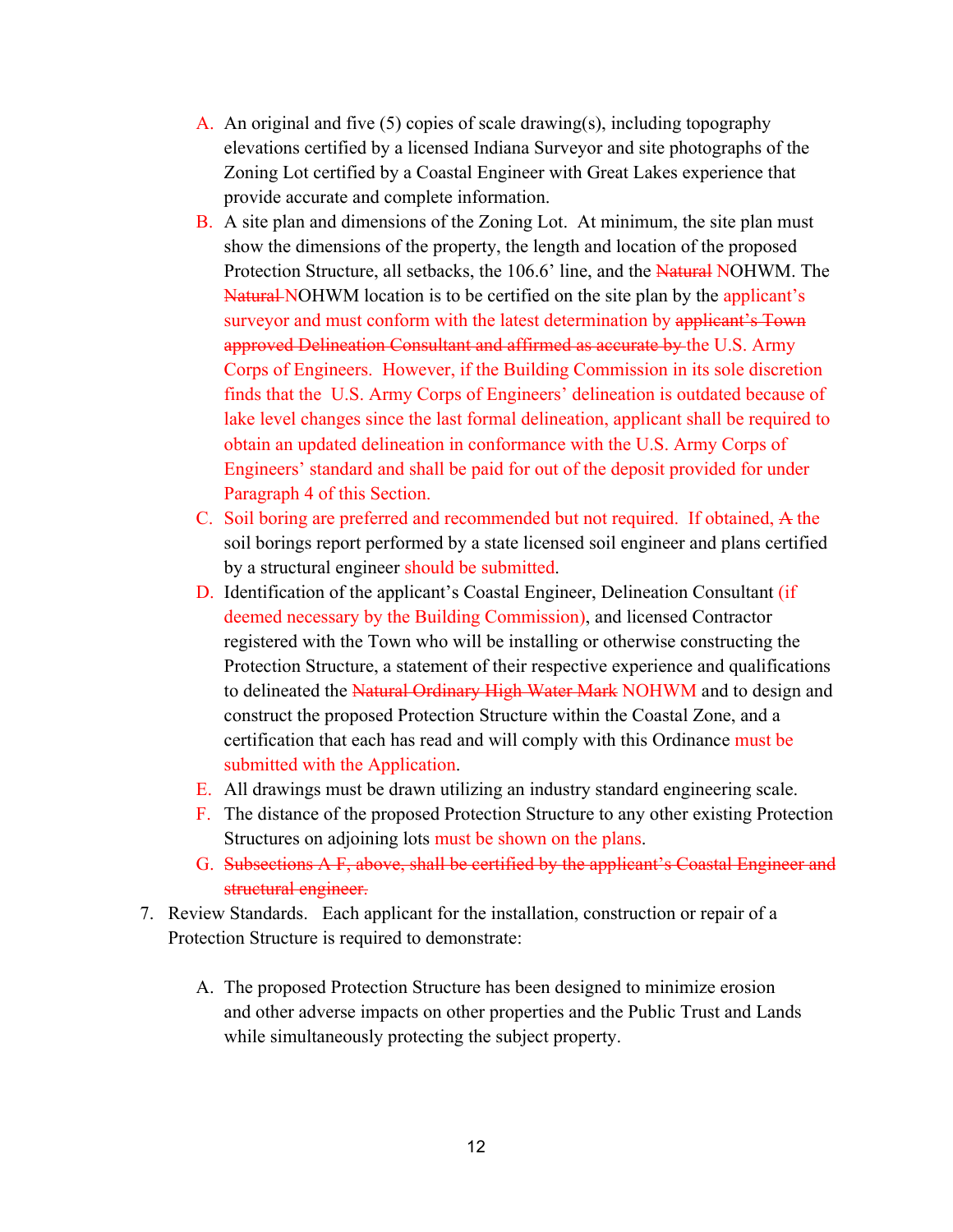A. An original and five (5) copies of scale drawing(s), including topography elevations certified by a licensed Indiana Surveyor and site photographs of the Zoning Lot certified by a Coastal Engineer with Great Lakes experience that provide accurate and complete information.

B. A site plan and dimensions of the Zoning Lot. At minimum, the site plan must show the dimensions of the property, the length and location of the proposed Protection Structure, all setbacks, the 106.6' line, and the ~~Natural~~ NOHWM. The ~~Natural~~ NOHWM location is to be certified on the site plan by the applicant's surveyor and must conform with the latest determination by ~~applicant's Town approved Delineation Consultant and affirmed as accurate by~~ the U.S. Army Corps of Engineers. However, if the Building Commission in its sole discretion finds that the U.S. Army Corps of Engineers' delineation is outdated because of lake level changes since the last formal delineation, applicant shall be required to obtain an updated delineation in conformance with the U.S. Army Corps of Engineers' standard and shall be paid for out of the deposit provided for under Paragraph 4 of this Section.

C. Soil boring are preferred and recommended but not required. If obtained, ~~A~~ the soil borings report performed by a state licensed soil engineer and plans certified by a structural engineer should be submitted.

D. Identification of the applicant's Coastal Engineer, Delineation Consultant (if deemed necessary by the Building Commission), and licensed Contractor registered with the Town who will be installing or otherwise constructing the Protection Structure, a statement of their respective experience and qualifications to delineated the ~~Natural Ordinary High Water Mark~~ NOHWM and to design and construct the proposed Protection Structure within the Coastal Zone, and a certification that each has read and will comply with this Ordinance must be submitted with the Application.

E. All drawings must be drawn utilizing an industry standard engineering scale.

F. The distance of the proposed Protection Structure to any other existing Protection Structures on adjoining lots must be shown on the plans.

G. ~~Subsections A-F, above, shall be certified by the applicant's Coastal Engineer and structural engineer.~~

7. Review Standards. Each applicant for the installation, construction or repair of a Protection Structure is required to demonstrate:

   A. The proposed Protection Structure has been designed to minimize erosion and other adverse impacts on other properties and the Public Trust and Lands while simultaneously protecting the subject property.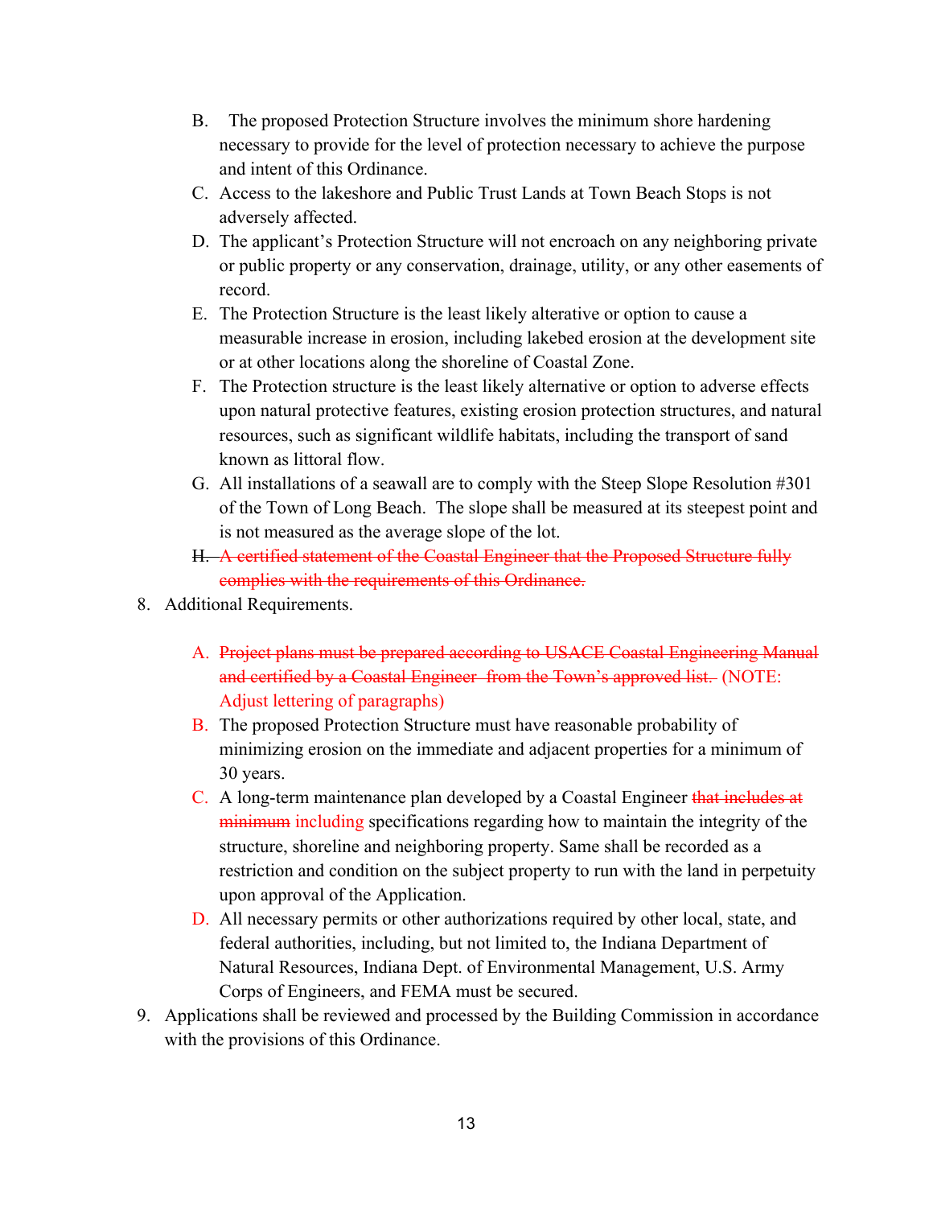B. The proposed Protection Structure involves the minimum shore hardening necessary to provide for the level of protection necessary to achieve the purpose and intent of this Ordinance.

C. Access to the lakeshore and Public Trust Lands at Town Beach Stops is not adversely affected.

D. The applicant's Protection Structure will not encroach on any neighboring private or public property or any conservation, drainage, utility, or any other easements of record.

E. The Protection Structure is the least likely alterative or option to cause a measurable increase in erosion, including lakebed erosion at the development site or at other locations along the shoreline of Coastal Zone.

F. The Protection structure is the least likely alternative or option to adverse effects upon natural protective features, existing erosion protection structures, and natural resources, such as significant wildlife habitats, including the transport of sand known as littoral flow.

G. All installations of a seawall are to comply with the Steep Slope Resolution #301 of the Town of Long Beach. The slope shall be measured at its steepest point and is not measured as the average slope of the lot.

~~H. A certified statement of the Coastal Engineer that the Proposed Structure fully complies with the requirements of this Ordinance.~~

8. Additional Requirements.

   A. ~~Project plans must be prepared according to USACE Coastal Engineering Manual and certified by a Coastal Engineer from the Town's approved list.~~ (NOTE: Adjust lettering of paragraphs)

   B. The proposed Protection Structure must have reasonable probability of minimizing erosion on the immediate and adjacent properties for a minimum of 30 years.

   C. A long-term maintenance plan developed by a Coastal Engineer ~~that includes at minimum~~ including specifications regarding how to maintain the integrity of the structure, shoreline and neighboring property. Same shall be recorded as a restriction and condition on the subject property to run with the land in perpetuity upon approval of the Application.

   D. All necessary permits or other authorizations required by other local, state, and federal authorities, including, but not limited to, the Indiana Department of Natural Resources, Indiana Dept. of Environmental Management, U.S. Army Corps of Engineers, and FEMA must be secured.

9. Applications shall be reviewed and processed by the Building Commission in accordance with the provisions of this Ordinance.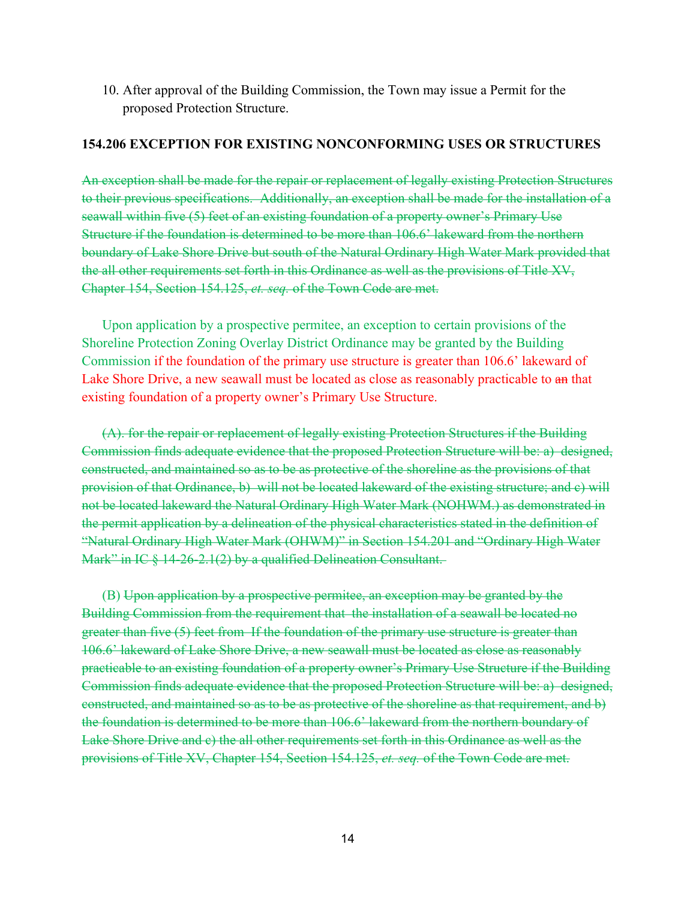10. After approval of the Building Commission, the Town may issue a Permit for the proposed Protection Structure.

**154.206 EXCEPTION FOR EXISTING NONCONFORMING USES OR STRUCTURES**

~~An exception shall be made for the repair or replacement of legally existing Protection Structures to their previous specifications. Additionally, an exception shall be made for the installation of a seawall within five (5) feet of an existing foundation of a property owner's Primary Use Structure if the foundation is determined to be more than 106.6' lakeward from the northern boundary of Lake Shore Drive but south of the Natural Ordinary High Water Mark provided that the all other requirements set forth in this Ordinance as well as the provisions of Title XV, Chapter 154, Section 154.125, *et. seq.* of the Town Code are met.~~

Upon application by a prospective permitee, an exception to certain provisions of the Shoreline Protection Zoning Overlay District Ordinance may be granted by the Building Commission if the foundation of the primary use structure is greater than 106.6' lakeward of Lake Shore Drive, a new seawall must be located as close as reasonably practicable to ~~an~~ that existing foundation of a property owner's Primary Use Structure.

~~(A). for the repair or replacement of legally existing Protection Structures if the Building Commission finds adequate evidence that the proposed Protection Structure will be: a) designed, constructed, and maintained so as to be as protective of the shoreline as the provisions of that provision of that Ordinance, b) will not be located lakeward of the existing structure; and c) will not be located lakeward the Natural Ordinary High Water Mark (NOHWM.) as demonstrated in the permit application by a delineation of the physical characteristics stated in the definition of "Natural Ordinary High Water Mark (OHWM)" in Section 154.201 and "Ordinary High Water Mark" in IC § 14-26-2.1(2) by a qualified Delineation Consultant.~~

(B) ~~Upon application by a prospective permitee, an exception may be granted by the Building Commission from the requirement that the installation of a seawall be located no greater than five (5) feet from If the foundation of the primary use structure is greater than 106.6' lakeward of Lake Shore Drive, a new seawall must be located as close as reasonably practicable to an existing foundation of a property owner's Primary Use Structure if the Building Commission finds adequate evidence that the proposed Protection Structure will be: a) designed, constructed, and maintained so as to be as protective of the shoreline as that requirement, and b) the foundation is determined to be more than 106.6' lakeward from the northern boundary of Lake Shore Drive and c) the all other requirements set forth in this Ordinance as well as the provisions of Title XV, Chapter 154, Section 154.125, *et. seq.* of the Town Code are met.~~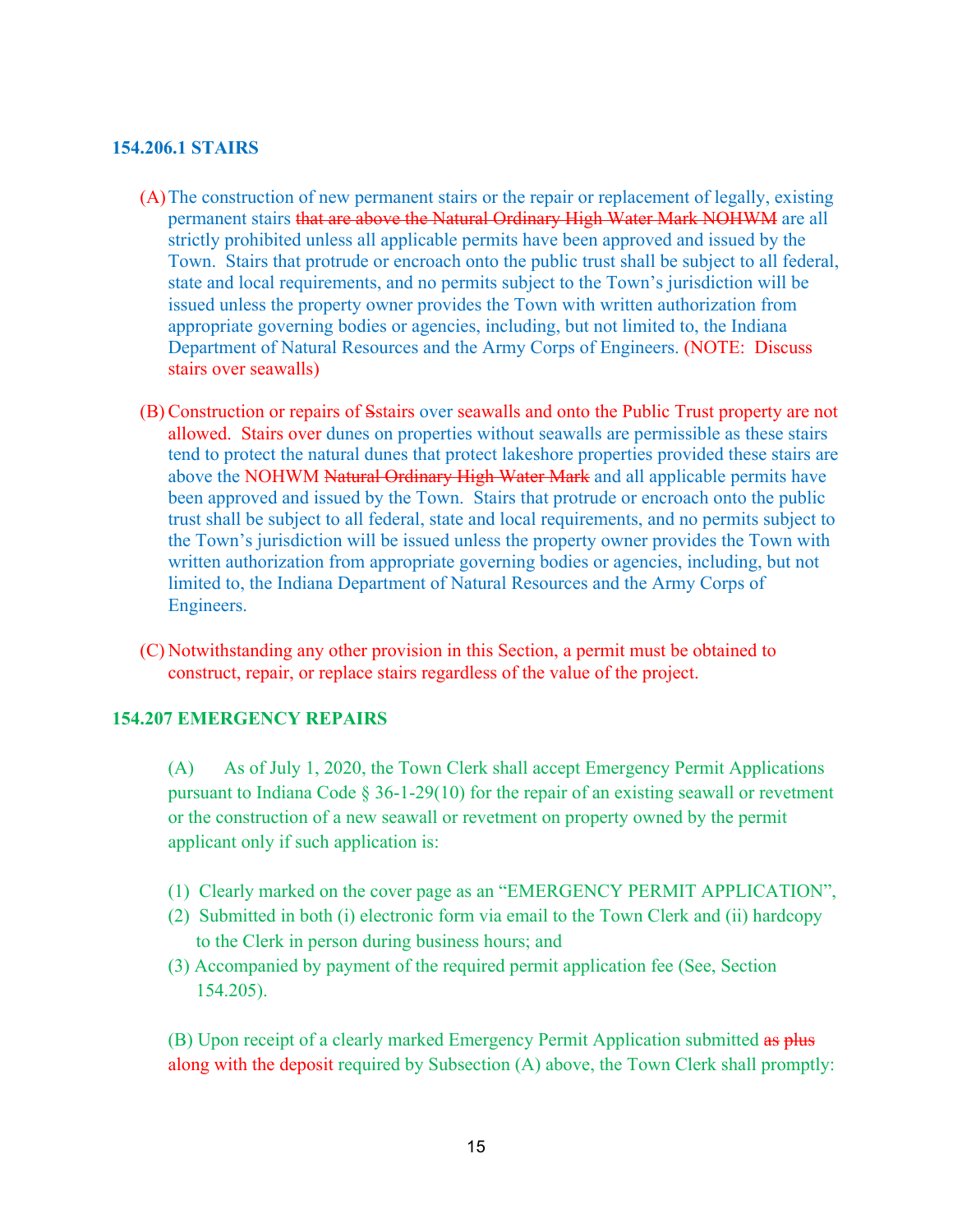### 154.206.1 STAIRS

(A) The construction of new permanent stairs or the repair or replacement of legally, existing permanent stairs ~~that are above the Natural Ordinary High Water Mark NOHWM~~ are all strictly prohibited unless all applicable permits have been approved and issued by the Town. Stairs that protrude or encroach onto the public trust shall be subject to all federal, state and local requirements, and no permits subject to the Town's jurisdiction will be issued unless the property owner provides the Town with written authorization from appropriate governing bodies or agencies, including, but not limited to, the Indiana Department of Natural Resources and the Army Corps of Engineers. (NOTE: Discuss stairs over seawalls)

(B) Construction or repairs of ~~S~~stairs over seawalls and onto the Public Trust property are not allowed. Stairs over dunes on properties without seawalls are permissible as these stairs tend to protect the natural dunes that protect lakeshore properties provided these stairs are above the NOHWM ~~Natural Ordinary High Water Mark~~ and all applicable permits have been approved and issued by the Town. Stairs that protrude or encroach onto the public trust shall be subject to all federal, state and local requirements, and no permits subject to the Town's jurisdiction will be issued unless the property owner provides the Town with written authorization from appropriate governing bodies or agencies, including, but not limited to, the Indiana Department of Natural Resources and the Army Corps of Engineers.

(C) Notwithstanding any other provision in this Section, a permit must be obtained to construct, repair, or replace stairs regardless of the value of the project.

### 154.207 EMERGENCY REPAIRS

(A) As of July 1, 2020, the Town Clerk shall accept Emergency Permit Applications pursuant to Indiana Code § 36-1-29(10) for the repair of an existing seawall or revetment or the construction of a new seawall or revetment on property owned by the permit applicant only if such application is:

(1) Clearly marked on the cover page as an "EMERGENCY PERMIT APPLICATION",
(2) Submitted in both (i) electronic form via email to the Town Clerk and (ii) hardcopy to the Clerk in person during business hours; and
(3) Accompanied by payment of the required permit application fee (See, Section 154.205).

(B) Upon receipt of a clearly marked Emergency Permit Application submitted ~~as plus~~ along with the deposit required by Subsection (A) above, the Town Clerk shall promptly: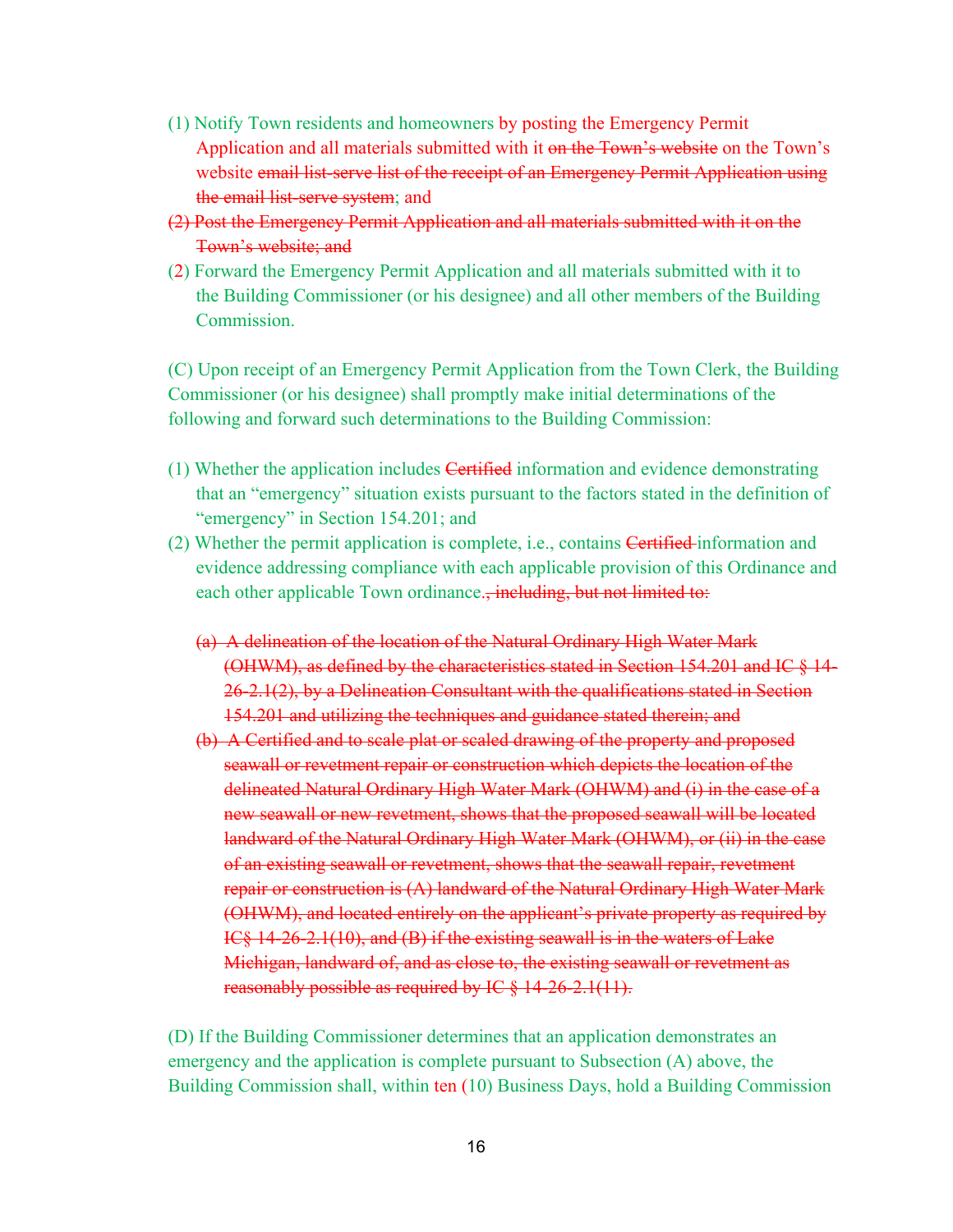(1) Notify Town residents and homeowners by posting the Emergency Permit Application and all materials submitted with it ~~on the Town's website~~ on the Town's website ~~email list-serve list of the receipt of an Emergency Permit Application using the email list-serve system~~; and

~~(2) Post the Emergency Permit Application and all materials submitted with it on the Town's website; and~~

(2) Forward the Emergency Permit Application and all materials submitted with it to the Building Commissioner (or his designee) and all other members of the Building Commission.

(C) Upon receipt of an Emergency Permit Application from the Town Clerk, the Building Commissioner (or his designee) shall promptly make initial determinations of the following and forward such determinations to the Building Commission:

(1) Whether the application includes ~~Certified~~ information and evidence demonstrating that an "emergency" situation exists pursuant to the factors stated in the definition of "emergency" in Section 154.201; and

(2) Whether the permit application is complete, i.e., contains ~~Certified~~ information and evidence addressing compliance with each applicable provision of this Ordinance and each other applicable Town ordinance.~~, including, but not limited to:~~

~~(a) A delineation of the location of the Natural Ordinary High Water Mark (OHWM), as defined by the characteristics stated in Section 154.201 and IC § 14-26-2.1(2), by a Delineation Consultant with the qualifications stated in Section 154.201 and utilizing the techniques and guidance stated therein; and~~

~~(b) A Certified and to scale plat or scaled drawing of the property and proposed seawall or revetment repair or construction which depicts the location of the delineated Natural Ordinary High Water Mark (OHWM) and (i) in the case of a new seawall or new revetment, shows that the proposed seawall will be located landward of the Natural Ordinary High Water Mark (OHWM), or (ii) in the case of an existing seawall or revetment, shows that the seawall repair, revetment repair or construction is (A) landward of the Natural Ordinary High Water Mark (OHWM), and located entirely on the applicant's private property as required by IC§ 14-26-2.1(10), and (B) if the existing seawall is in the waters of Lake Michigan, landward of, and as close to, the existing seawall or revetment as reasonably possible as required by IC § 14-26-2.1(11).~~

(D) If the Building Commissioner determines that an application demonstrates an emergency and the application is complete pursuant to Subsection (A) above, the Building Commission shall, within ten (10) Business Days, hold a Building Commission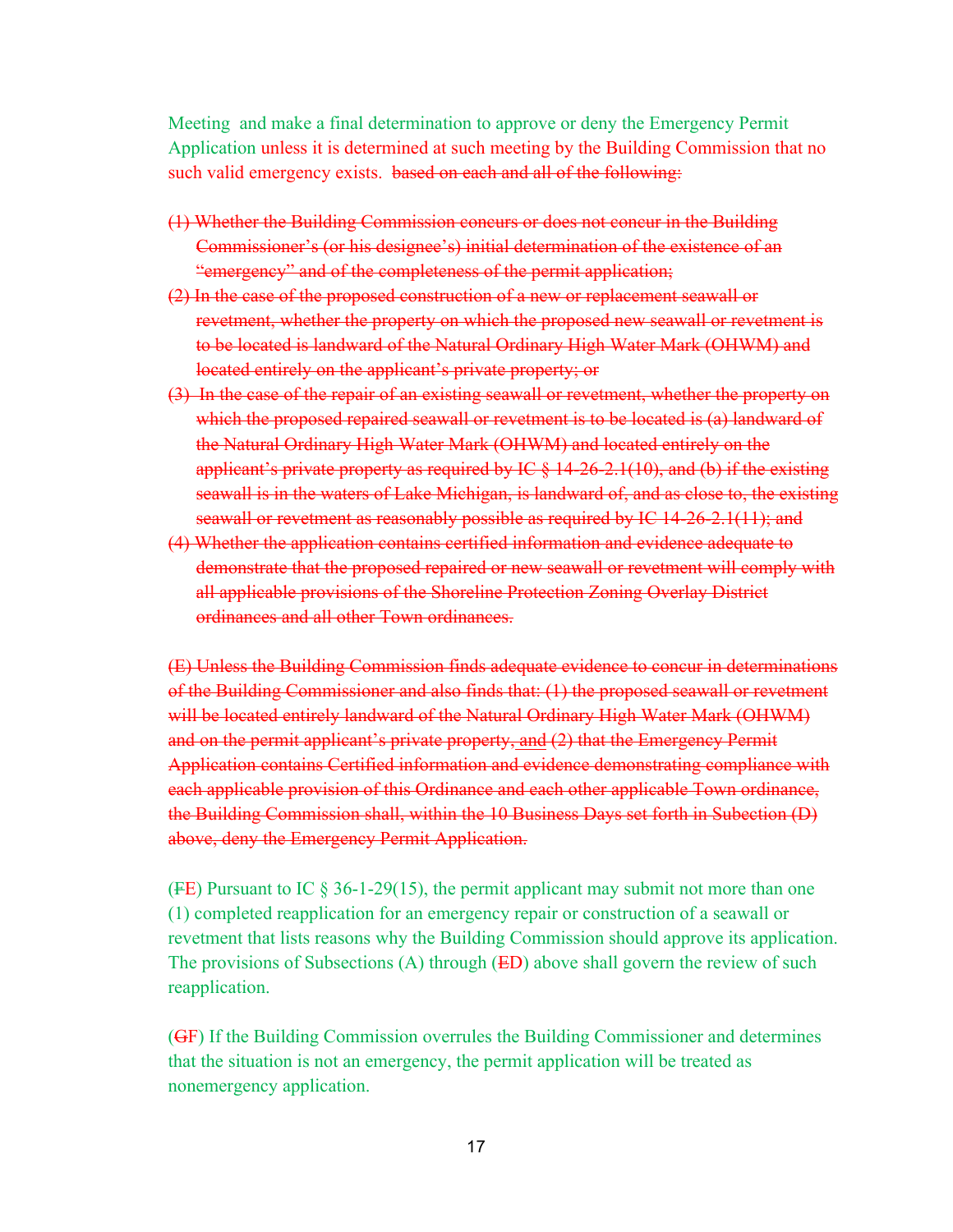Meeting and make a final determination to approve or deny the Emergency Permit Application unless it is determined at such meeting by the Building Commission that no such valid emergency exists. ~~based on each and all of the following:~~

~~(1) Whether the Building Commission concurs or does not concur in the Building Commissioner's (or his designee's) initial determination of the existence of an "emergency" and of the completeness of the permit application;~~

~~(2) In the case of the proposed construction of a new or replacement seawall or revetment, whether the property on which the proposed new seawall or revetment is to be located is landward of the Natural Ordinary High Water Mark (OHWM) and located entirely on the applicant's private property; or~~

~~(3) In the case of the repair of an existing seawall or revetment, whether the property on which the proposed repaired seawall or revetment is to be located is (a) landward of the Natural Ordinary High Water Mark (OHWM) and located entirely on the applicant's private property as required by IC § 14-26-2.1(10), and (b) if the existing seawall is in the waters of Lake Michigan, is landward of, and as close to, the existing seawall or revetment as reasonably possible as required by IC 14-26-2.1(11); and~~

~~(4) Whether the application contains certified information and evidence adequate to demonstrate that the proposed repaired or new seawall or revetment will comply with all applicable provisions of the Shoreline Protection Zoning Overlay District ordinances and all other Town ordinances.~~

~~(E) Unless the Building Commission finds adequate evidence to concur in determinations of the Building Commissioner and also finds that: (1) the proposed seawall or revetment will be located entirely landward of the Natural Ordinary High Water Mark (OHWM) and on the permit applicant's private property, and (2) that the Emergency Permit Application contains Certified information and evidence demonstrating compliance with each applicable provision of this Ordinance and each other applicable Town ordinance, the Building Commission shall, within the 10 Business Days set forth in Subection (D) above, deny the Emergency Permit Application.~~

(~~F~~E) Pursuant to IC § 36-1-29(15), the permit applicant may submit not more than one (1) completed reapplication for an emergency repair or construction of a seawall or revetment that lists reasons why the Building Commission should approve its application. The provisions of Subsections (A) through (~~E~~D) above shall govern the review of such reapplication.

(~~G~~F) If the Building Commission overrules the Building Commissioner and determines that the situation is not an emergency, the permit application will be treated as nonemergency application.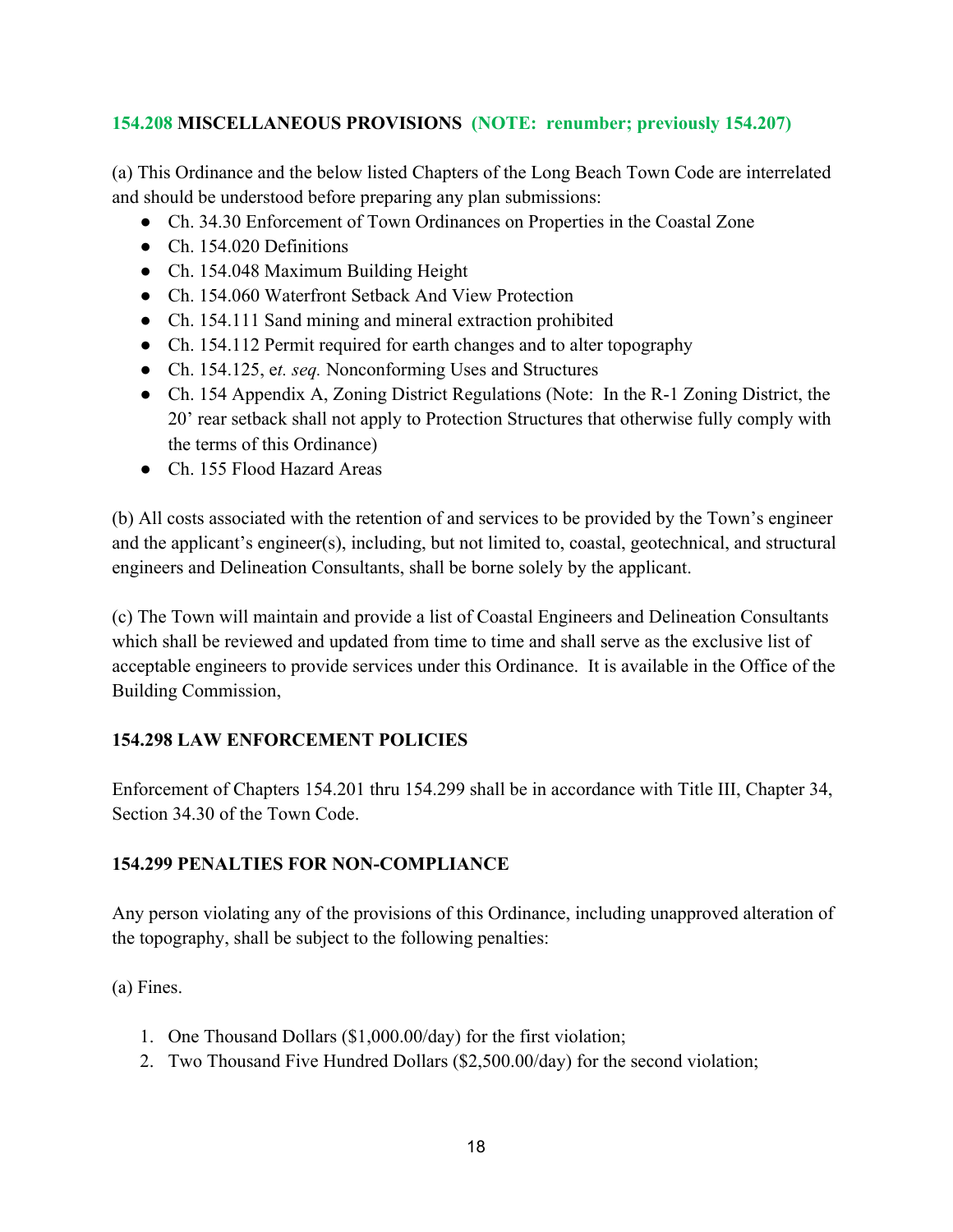**154.208 MISCELLANEOUS PROVISIONS (NOTE: renumber; previously 154.207)**

(a) This Ordinance and the below listed Chapters of the Long Beach Town Code are interrelated and should be understood before preparing any plan submissions:

- Ch. 34.30 Enforcement of Town Ordinances on Properties in the Coastal Zone
- Ch. 154.020 Definitions
- Ch. 154.048 Maximum Building Height
- Ch. 154.060 Waterfront Setback And View Protection
- Ch. 154.111 Sand mining and mineral extraction prohibited
- Ch. 154.112 Permit required for earth changes and to alter topography
- Ch. 154.125, e*t. seq.* Nonconforming Uses and Structures
- Ch. 154 Appendix A, Zoning District Regulations (Note: In the R-1 Zoning District, the 20' rear setback shall not apply to Protection Structures that otherwise fully comply with the terms of this Ordinance)
- Ch. 155 Flood Hazard Areas

(b) All costs associated with the retention of and services to be provided by the Town's engineer and the applicant's engineer(s), including, but not limited to, coastal, geotechnical, and structural engineers and Delineation Consultants, shall be borne solely by the applicant.

(c) The Town will maintain and provide a list of Coastal Engineers and Delineation Consultants which shall be reviewed and updated from time to time and shall serve as the exclusive list of acceptable engineers to provide services under this Ordinance. It is available in the Office of the Building Commission,

**154.298 LAW ENFORCEMENT POLICIES**

Enforcement of Chapters 154.201 thru 154.299 shall be in accordance with Title III, Chapter 34, Section 34.30 of the Town Code.

**154.299 PENALTIES FOR NON-COMPLIANCE**

Any person violating any of the provisions of this Ordinance, including unapproved alteration of the topography, shall be subject to the following penalties:

(a) Fines.

1. One Thousand Dollars ($1,000.00/day) for the first violation;
2. Two Thousand Five Hundred Dollars ($2,500.00/day) for the second violation;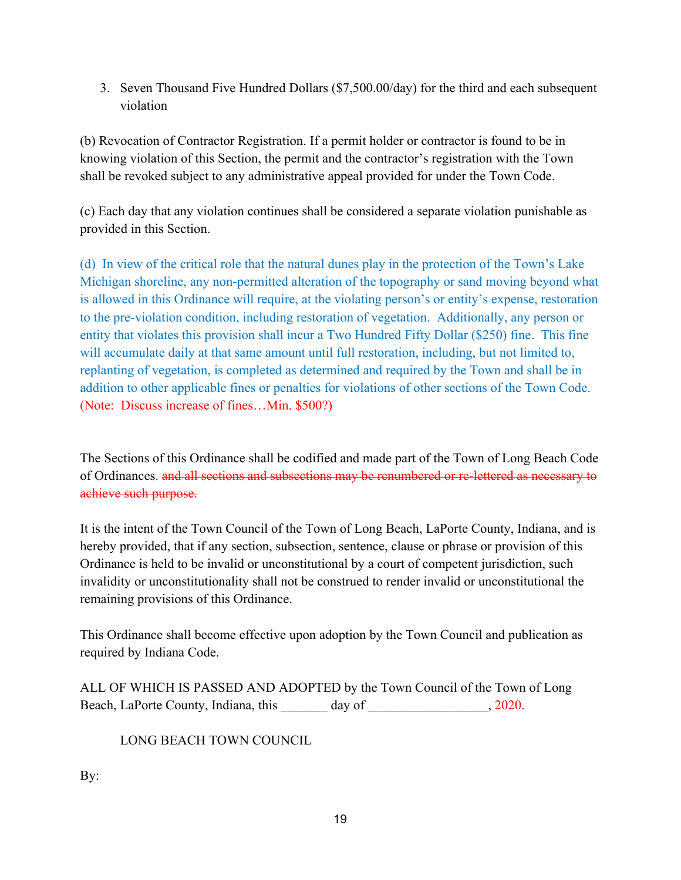3. Seven Thousand Five Hundred Dollars ($7,500.00/day) for the third and each subsequent violation

(b) Revocation of Contractor Registration. If a permit holder or contractor is found to be in knowing violation of this Section, the permit and the contractor's registration with the Town shall be revoked subject to any administrative appeal provided for under the Town Code.

(c) Each day that any violation continues shall be considered a separate violation punishable as provided in this Section.

(d) In view of the critical role that the natural dunes play in the protection of the Town's Lake Michigan shoreline, any non-permitted alteration of the topography or sand moving beyond what is allowed in this Ordinance will require, at the violating person's or entity's expense, restoration to the pre-violation condition, including restoration of vegetation. Additionally, any person or entity that violates this provision shall incur a Two Hundred Fifty Dollar ($250) fine. This fine will accumulate daily at that same amount until full restoration, including, but not limited to, replanting of vegetation, is completed as determined and required by the Town and shall be in addition to other applicable fines or penalties for violations of other sections of the Town Code. (Note: Discuss increase of fines…Min. $500?)

The Sections of this Ordinance shall be codified and made part of the Town of Long Beach Code of Ordinances. ~~and all sections and subsections may be renumbered or re-lettered as necessary to achieve such purpose.~~

It is the intent of the Town Council of the Town of Long Beach, LaPorte County, Indiana, and is hereby provided, that if any section, subsection, sentence, clause or phrase or provision of this Ordinance is held to be invalid or unconstitutional by a court of competent jurisdiction, such invalidity or unconstitutionality shall not be construed to render invalid or unconstitutional the remaining provisions of this Ordinance.

This Ordinance shall become effective upon adoption by the Town Council and publication as required by Indiana Code.

ALL OF WHICH IS PASSED AND ADOPTED by the Town Council of the Town of Long Beach, LaPorte County, Indiana, this _______ day of _________________, 2020.

LONG BEACH TOWN COUNCIL

By: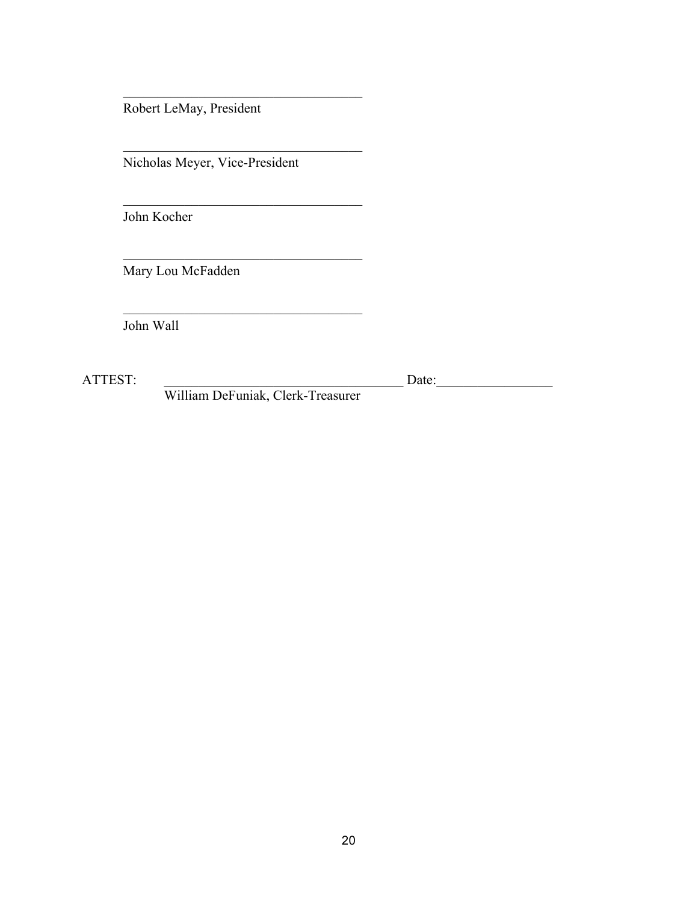\_\_\_\_\_\_\_\_\_\_\_\_\_\_\_\_\_\_\_\_\_\_\_\_\_\_\_\_\_\_\_\_\_\_\_\_
Robert LeMay, President

\_\_\_\_\_\_\_\_\_\_\_\_\_\_\_\_\_\_\_\_\_\_\_\_\_\_\_\_\_\_\_\_\_\_\_\_
Nicholas Meyer, Vice-President

\_\_\_\_\_\_\_\_\_\_\_\_\_\_\_\_\_\_\_\_\_\_\_\_\_\_\_\_\_\_\_\_\_\_\_\_
John Kocher

\_\_\_\_\_\_\_\_\_\_\_\_\_\_\_\_\_\_\_\_\_\_\_\_\_\_\_\_\_\_\_\_\_\_\_\_
Mary Lou McFadden

\_\_\_\_\_\_\_\_\_\_\_\_\_\_\_\_\_\_\_\_\_\_\_\_\_\_\_\_\_\_\_\_\_\_\_\_
John Wall

ATTEST: \_\_\_\_\_\_\_\_\_\_\_\_\_\_\_\_\_\_\_\_\_\_\_\_\_\_\_\_\_\_\_\_\_\_\_\_ Date:\_\_\_\_\_\_\_\_\_\_\_\_\_\_\_\_\_\_
William DeFuniak, Clerk-Treasurer